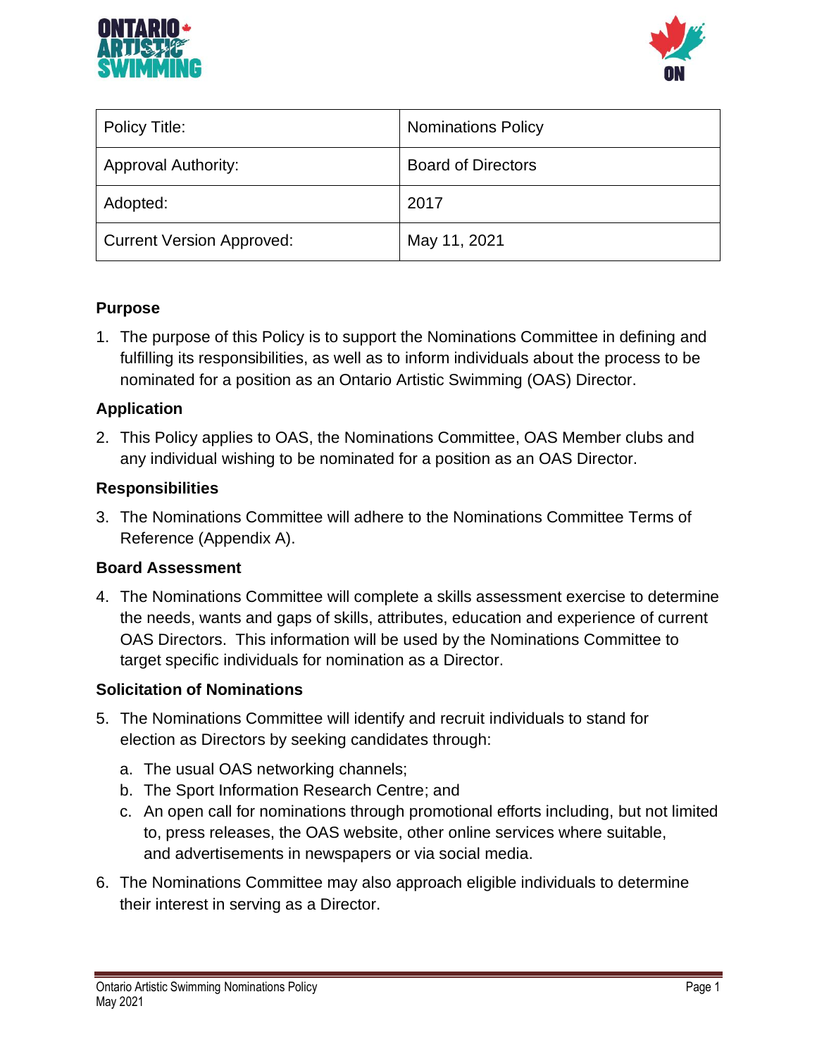| Policy Title: | Nominations Policy |
| --- | --- |
| Approval Authority: | Board of Directors |
| Adopted: | 2017 |
| Current Version Approved: | May 11, 2021 |

### Purpose

1. The purpose of this Policy is to support the Nominations Committee in defining and fulfilling its responsibilities, as well as to inform individuals about the process to be nominated for a position as an Ontario Artistic Swimming (OAS) Director.

### Application

2. This Policy applies to OAS, the Nominations Committee, OAS Member clubs and any individual wishing to be nominated for a position as an OAS Director.

### Responsibilities

3. The Nominations Committee will adhere to the Nominations Committee Terms of Reference (Appendix A).

### Board Assessment

4. The Nominations Committee will complete a skills assessment exercise to determine the needs, wants and gaps of skills, attributes, education and experience of current OAS Directors. This information will be used by the Nominations Committee to target specific individuals for nomination as a Director.

### Solicitation of Nominations

5. The Nominations Committee will identify and recruit individuals to stand for election as Directors by seeking candidates through:
   a. The usual OAS networking channels;
   b. The Sport Information Research Centre; and
   c. An open call for nominations through promotional efforts including, but not limited to, press releases, the OAS website, other online services where suitable, and advertisements in newspapers or via social media.
6. The Nominations Committee may also approach eligible individuals to determine their interest in serving as a Director.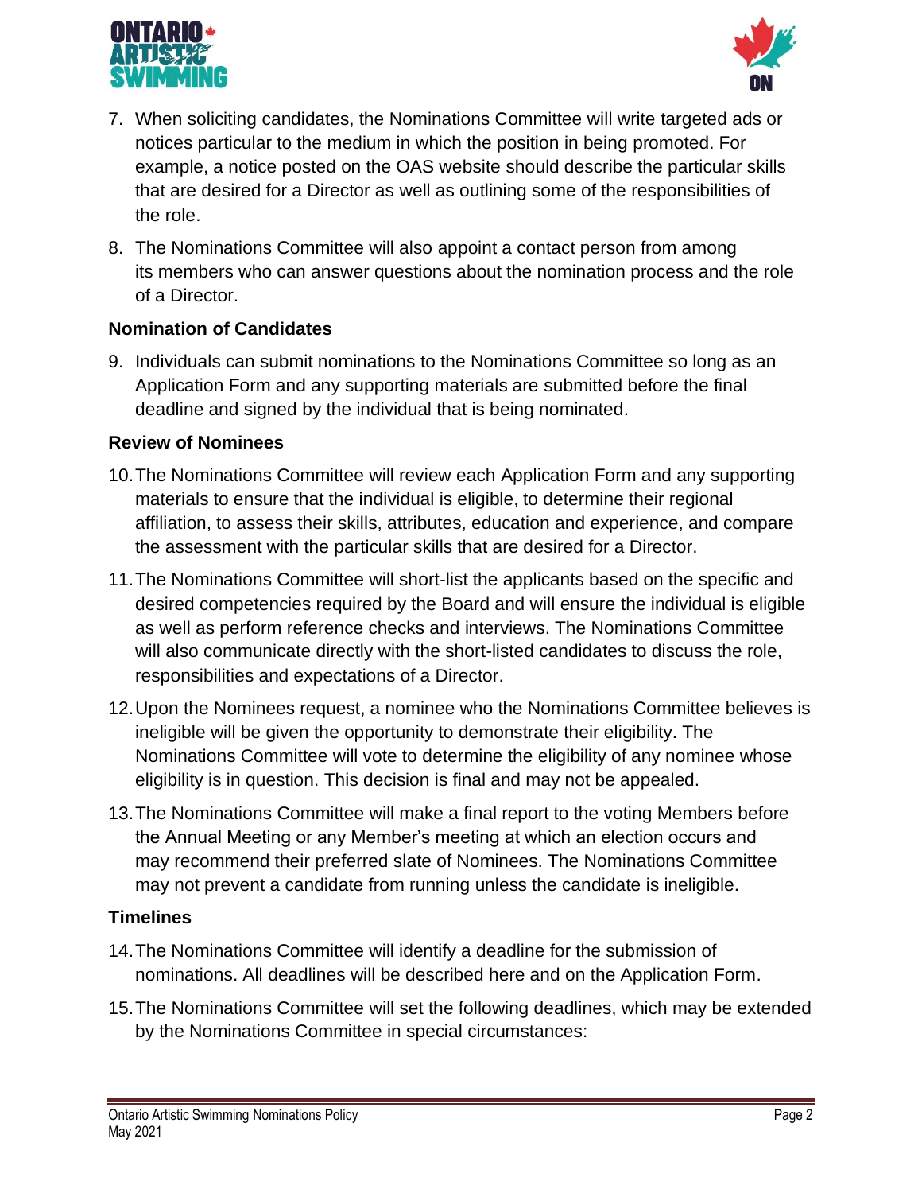7. When soliciting candidates, the Nominations Committee will write targeted ads or notices particular to the medium in which the position in being promoted. For example, a notice posted on the OAS website should describe the particular skills that are desired for a Director as well as outlining some of the responsibilities of the role.

8. The Nominations Committee will also appoint a contact person from among its members who can answer questions about the nomination process and the role of a Director.

**Nomination of Candidates**

9. Individuals can submit nominations to the Nominations Committee so long as an Application Form and any supporting materials are submitted before the final deadline and signed by the individual that is being nominated.

**Review of Nominees**

10. The Nominations Committee will review each Application Form and any supporting materials to ensure that the individual is eligible, to determine their regional affiliation, to assess their skills, attributes, education and experience, and compare the assessment with the particular skills that are desired for a Director.

11. The Nominations Committee will short-list the applicants based on the specific and desired competencies required by the Board and will ensure the individual is eligible as well as perform reference checks and interviews. The Nominations Committee will also communicate directly with the short-listed candidates to discuss the role, responsibilities and expectations of a Director.

12. Upon the Nominees request, a nominee who the Nominations Committee believes is ineligible will be given the opportunity to demonstrate their eligibility. The Nominations Committee will vote to determine the eligibility of any nominee whose eligibility is in question. This decision is final and may not be appealed.

13. The Nominations Committee will make a final report to the voting Members before the Annual Meeting or any Member's meeting at which an election occurs and may recommend their preferred slate of Nominees. The Nominations Committee may not prevent a candidate from running unless the candidate is ineligible.

**Timelines**

14. The Nominations Committee will identify a deadline for the submission of nominations. All deadlines will be described here and on the Application Form.

15. The Nominations Committee will set the following deadlines, which may be extended by the Nominations Committee in special circumstances: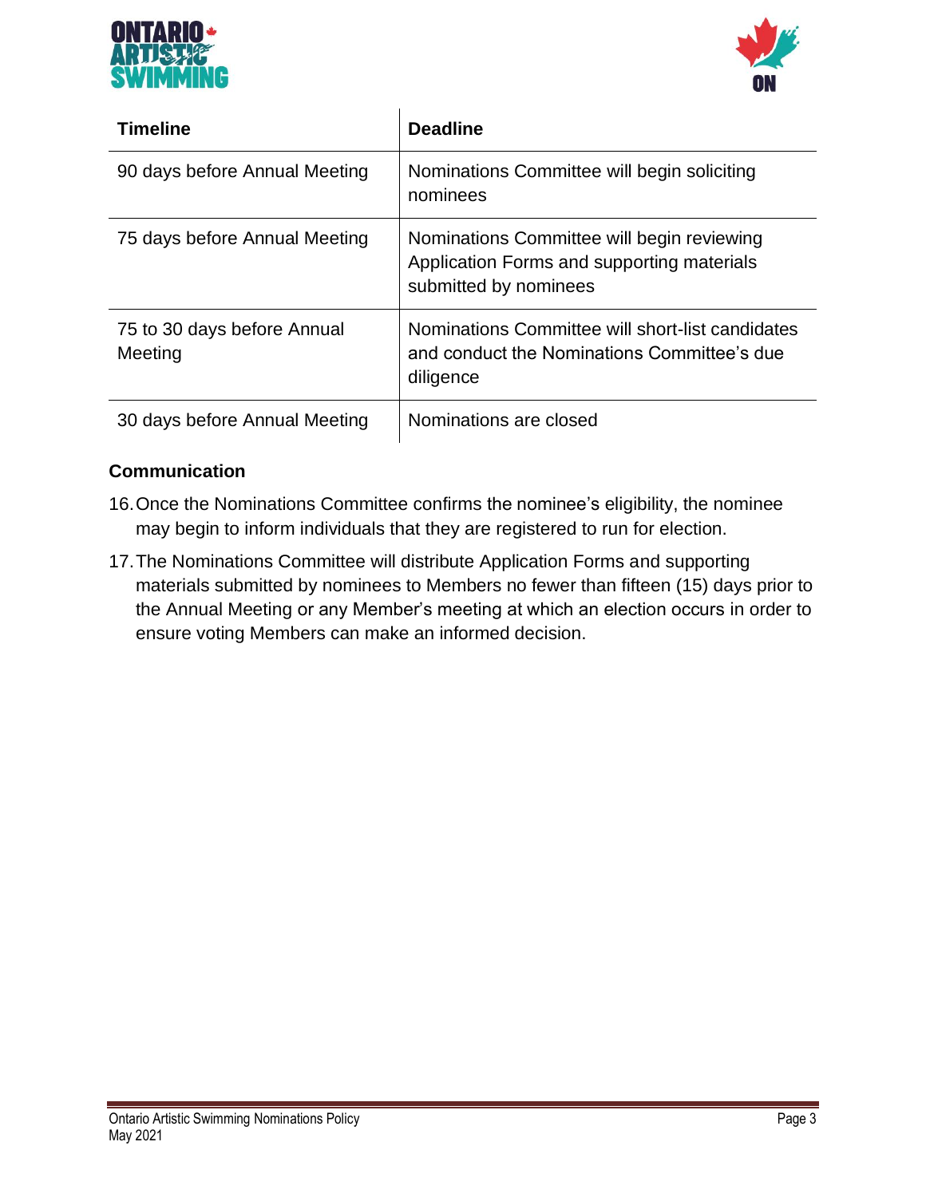| Timeline | Deadline |
|---|---|
| 90 days before Annual Meeting | Nominations Committee will begin soliciting nominees |
| 75 days before Annual Meeting | Nominations Committee will begin reviewing Application Forms and supporting materials submitted by nominees |
| 75 to 30 days before Annual Meeting | Nominations Committee will short-list candidates and conduct the Nominations Committee's due diligence |
| 30 days before Annual Meeting | Nominations are closed |

### Communication

16. Once the Nominations Committee confirms the nominee's eligibility, the nominee may begin to inform individuals that they are registered to run for election.
17. The Nominations Committee will distribute Application Forms and supporting materials submitted by nominees to Members no fewer than fifteen (15) days prior to the Annual Meeting or any Member's meeting at which an election occurs in order to ensure voting Members can make an informed decision.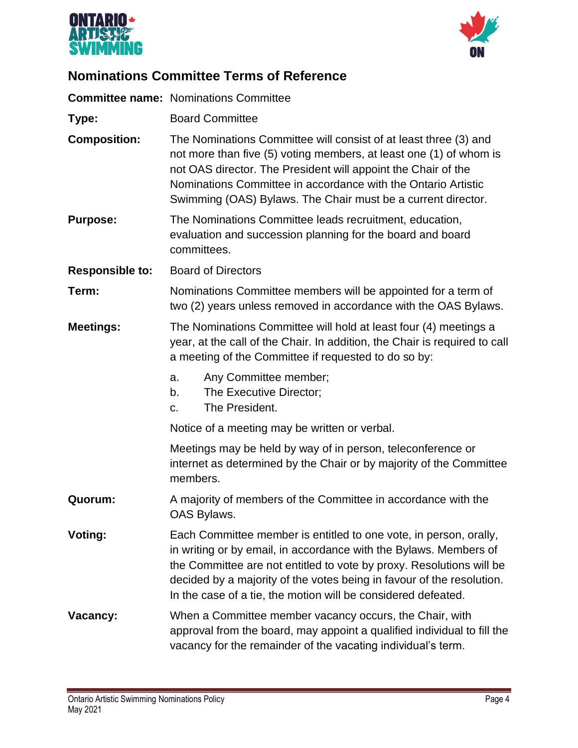## Nominations Committee Terms of Reference

**Committee name:** Nominations Committee

**Type:** Board Committee

**Composition:** The Nominations Committee will consist of at least three (3) and not more than five (5) voting members, at least one (1) of whom is not OAS director. The President will appoint the Chair of the Nominations Committee in accordance with the Ontario Artistic Swimming (OAS) Bylaws. The Chair must be a current director.

**Purpose:** The Nominations Committee leads recruitment, education, evaluation and succession planning for the board and board committees.

**Responsible to:** Board of Directors

**Term:** Nominations Committee members will be appointed for a term of two (2) years unless removed in accordance with the OAS Bylaws.

**Meetings:** The Nominations Committee will hold at least four (4) meetings a year, at the call of the Chair. In addition, the Chair is required to call a meeting of the Committee if requested to do so by:

a. Any Committee member;
b. The Executive Director;
c. The President.

Notice of a meeting may be written or verbal.

Meetings may be held by way of in person, teleconference or internet as determined by the Chair or by majority of the Committee members.

**Quorum:** A majority of members of the Committee in accordance with the OAS Bylaws.

**Voting:** Each Committee member is entitled to one vote, in person, orally, in writing or by email, in accordance with the Bylaws. Members of the Committee are not entitled to vote by proxy. Resolutions will be decided by a majority of the votes being in favour of the resolution. In the case of a tie, the motion will be considered defeated.

**Vacancy:** When a Committee member vacancy occurs, the Chair, with approval from the board, may appoint a qualified individual to fill the vacancy for the remainder of the vacating individual's term.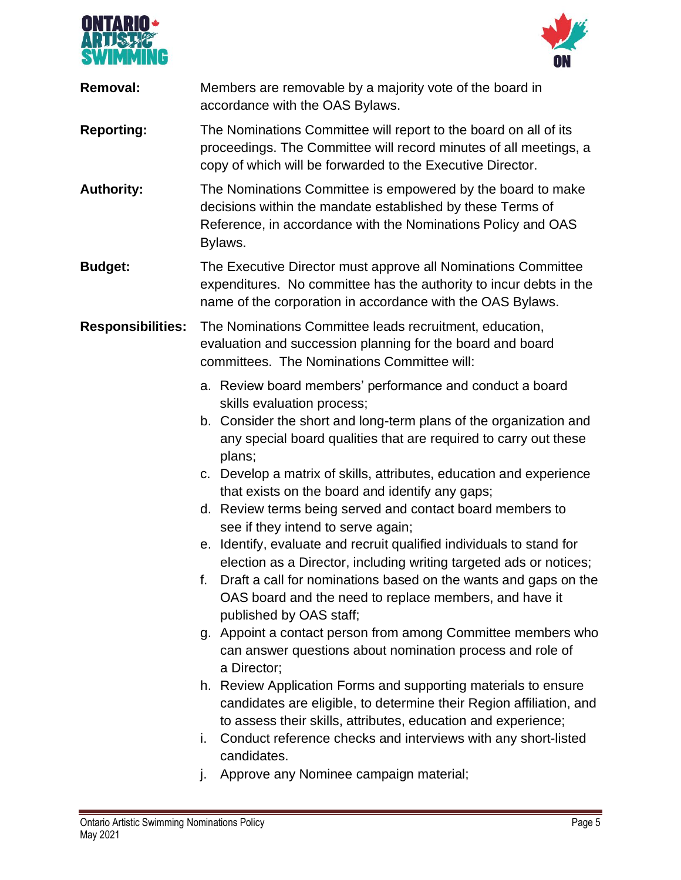**Removal:** Members are removable by a majority vote of the board in accordance with the OAS Bylaws.

**Reporting:** The Nominations Committee will report to the board on all of its proceedings. The Committee will record minutes of all meetings, a copy of which will be forwarded to the Executive Director.

**Authority:** The Nominations Committee is empowered by the board to make decisions within the mandate established by these Terms of Reference, in accordance with the Nominations Policy and OAS Bylaws.

**Budget:** The Executive Director must approve all Nominations Committee expenditures. No committee has the authority to incur debts in the name of the corporation in accordance with the OAS Bylaws.

**Responsibilities:** The Nominations Committee leads recruitment, education, evaluation and succession planning for the board and board committees. The Nominations Committee will:

a. Review board members' performance and conduct a board skills evaluation process;
b. Consider the short and long-term plans of the organization and any special board qualities that are required to carry out these plans;
c. Develop a matrix of skills, attributes, education and experience that exists on the board and identify any gaps;
d. Review terms being served and contact board members to see if they intend to serve again;
e. Identify, evaluate and recruit qualified individuals to stand for election as a Director, including writing targeted ads or notices;
f. Draft a call for nominations based on the wants and gaps on the OAS board and the need to replace members, and have it published by OAS staff;
g. Appoint a contact person from among Committee members who can answer questions about nomination process and role of a Director;
h. Review Application Forms and supporting materials to ensure candidates are eligible, to determine their Region affiliation, and to assess their skills, attributes, education and experience;
i. Conduct reference checks and interviews with any short-listed candidates.
j. Approve any Nominee campaign material;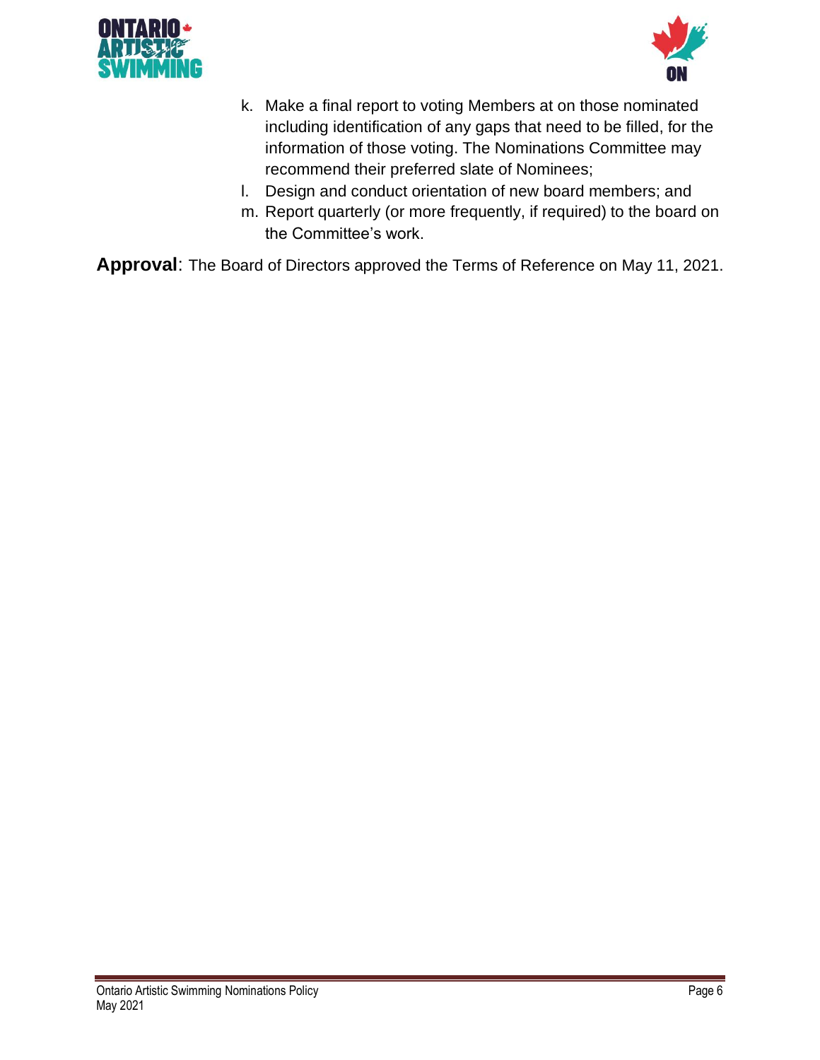k. Make a final report to voting Members at on those nominated including identification of any gaps that need to be filled, for the information of those voting. The Nominations Committee may recommend their preferred slate of Nominees;
l. Design and conduct orientation of new board members; and
m. Report quarterly (or more frequently, if required) to the board on the Committee's work.

**Approval**: The Board of Directors approved the Terms of Reference on May 11, 2021.